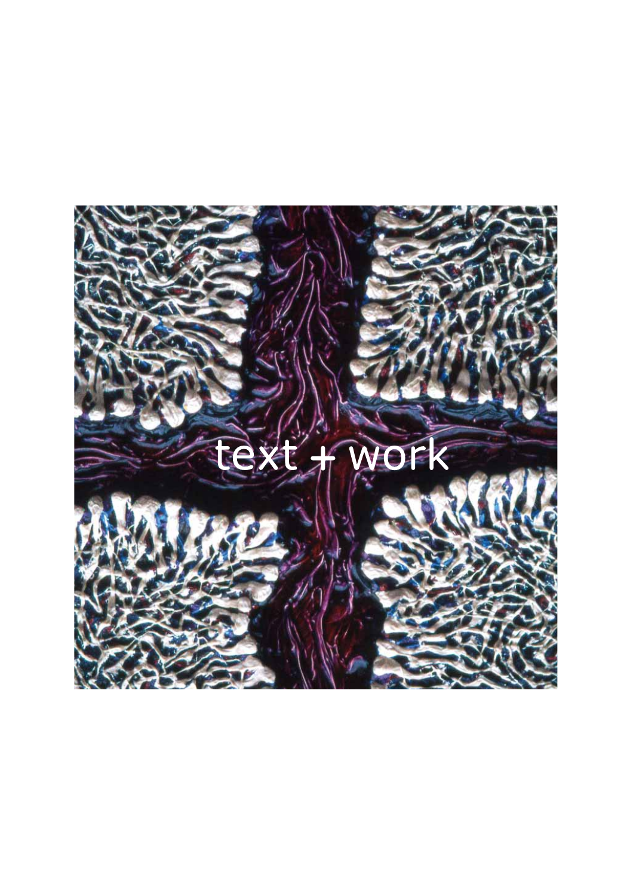text + work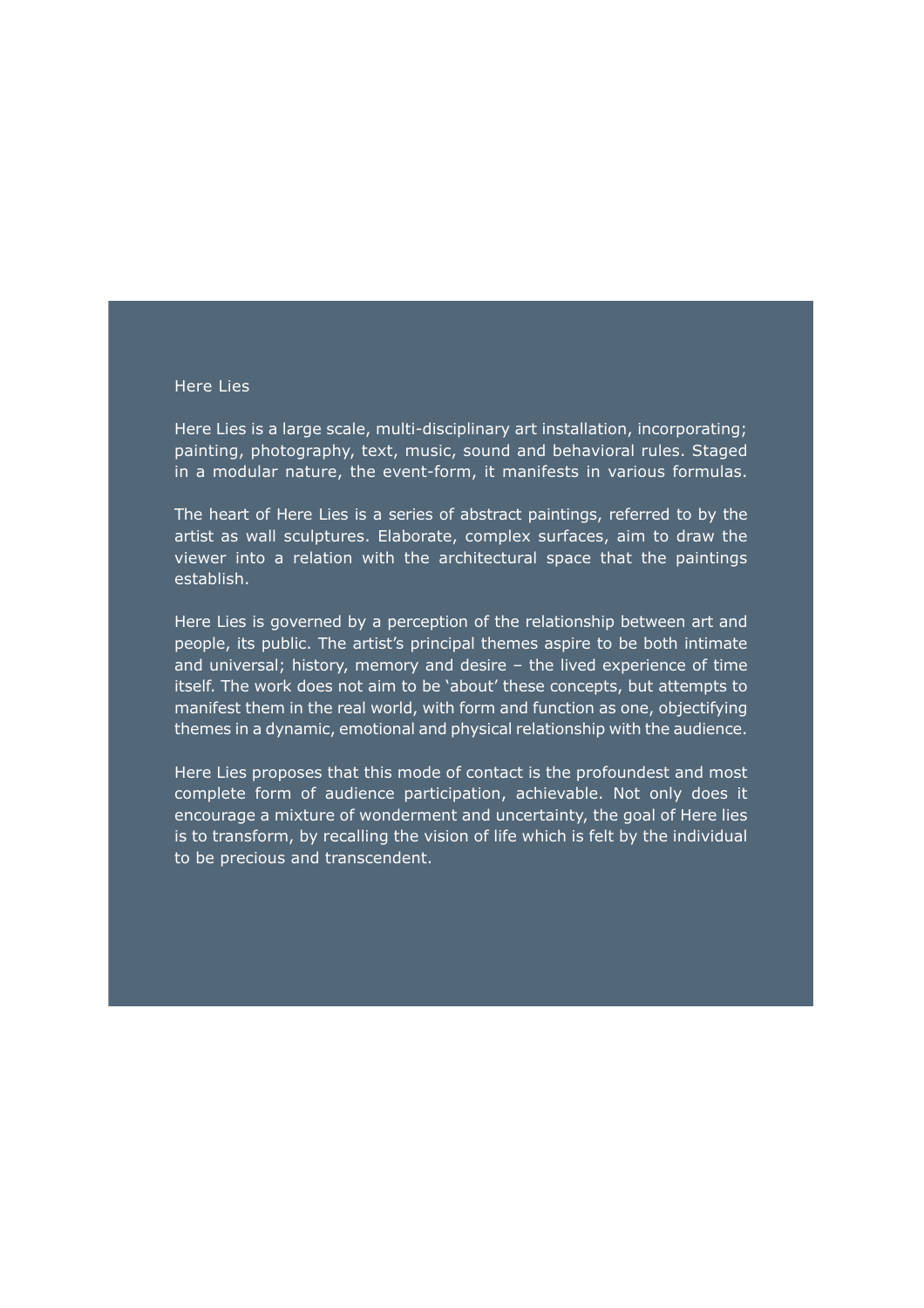# Here Lies

Here Lies is a large scale, multi-disciplinary art installation, incorporating; painting, photography, text, music, sound and behavioral rules. Staged in a modular nature, the event-form, it manifests in various formulas.

The heart of Here Lies is a series of abstract paintings, referred to by the artist as wall sculptures. Elaborate, complex surfaces, aim to draw the viewer into a relation with the architectural space that the paintings establish.

Here Lies is governed by a perception of the relationship between art and people, its public. The artist's principal themes aspire to be both intimate and universal; history, memory and desire – the lived experience of time itself. The work does not aim to be 'about' these concepts, but attempts to manifest them in the real world, with form and function as one, objectifying themes in a dynamic, emotional and physical relationship with the audience.

Here Lies proposes that this mode of contact is the profoundest and most complete form of audience participation, achievable. Not only does it encourage a mixture of wonderment and uncertainty, the goal of Here lies is to transform, by recalling the vision of life which is felt by the individual to be precious and transcendent.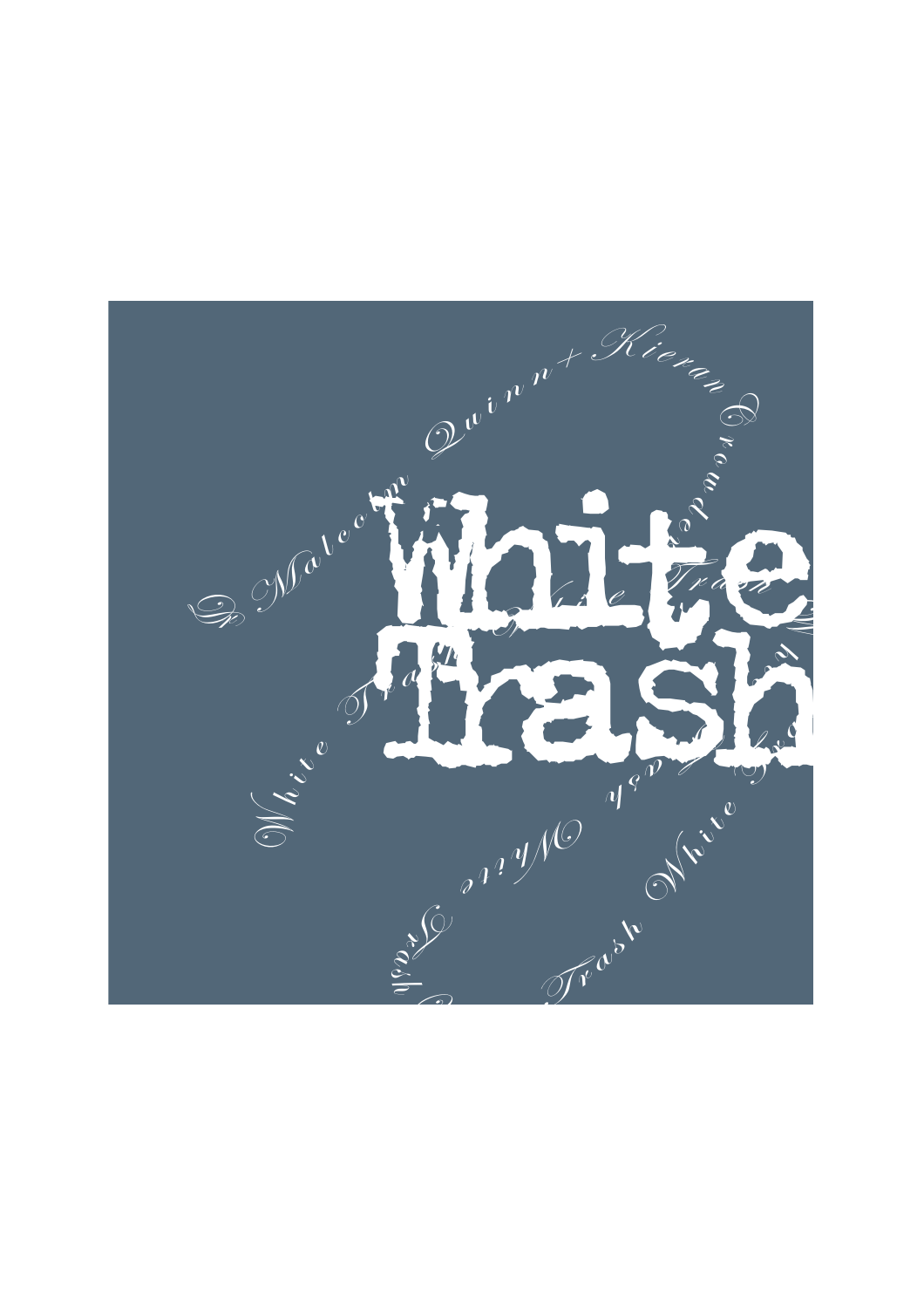# White Trash

*Malcolm Quinn + Kieran Cashell*

*White Trash White Trash White Trash White Trash White Trash*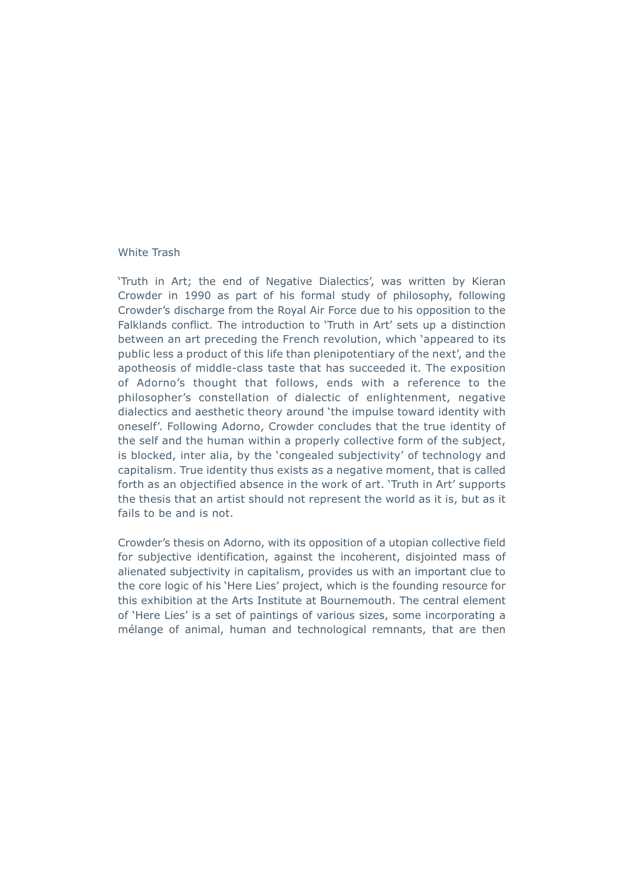White Trash

'Truth in Art; the end of Negative Dialectics', was written by Kieran Crowder in 1990 as part of his formal study of philosophy, following Crowder's discharge from the Royal Air Force due to his opposition to the Falklands conflict. The introduction to 'Truth in Art' sets up a distinction between an art preceding the French revolution, which 'appeared to its public less a product of this life than plenipotentiary of the next', and the apotheosis of middle-class taste that has succeeded it. The exposition of Adorno's thought that follows, ends with a reference to the philosopher's constellation of dialectic of enlightenment, negative dialectics and aesthetic theory around 'the impulse toward identity with oneself'. Following Adorno, Crowder concludes that the true identity of the self and the human within a properly collective form of the subject, is blocked, inter alia, by the 'congealed subjectivity' of technology and capitalism. True identity thus exists as a negative moment, that is called forth as an objectified absence in the work of art. 'Truth in Art' supports the thesis that an artist should not represent the world as it is, but as it fails to be and is not.

Crowder's thesis on Adorno, with its opposition of a utopian collective field for subjective identification, against the incoherent, disjointed mass of alienated subjectivity in capitalism, provides us with an important clue to the core logic of his 'Here Lies' project, which is the founding resource for this exhibition at the Arts Institute at Bournemouth. The central element of 'Here Lies' is a set of paintings of various sizes, some incorporating a mélange of animal, human and technological remnants, that are then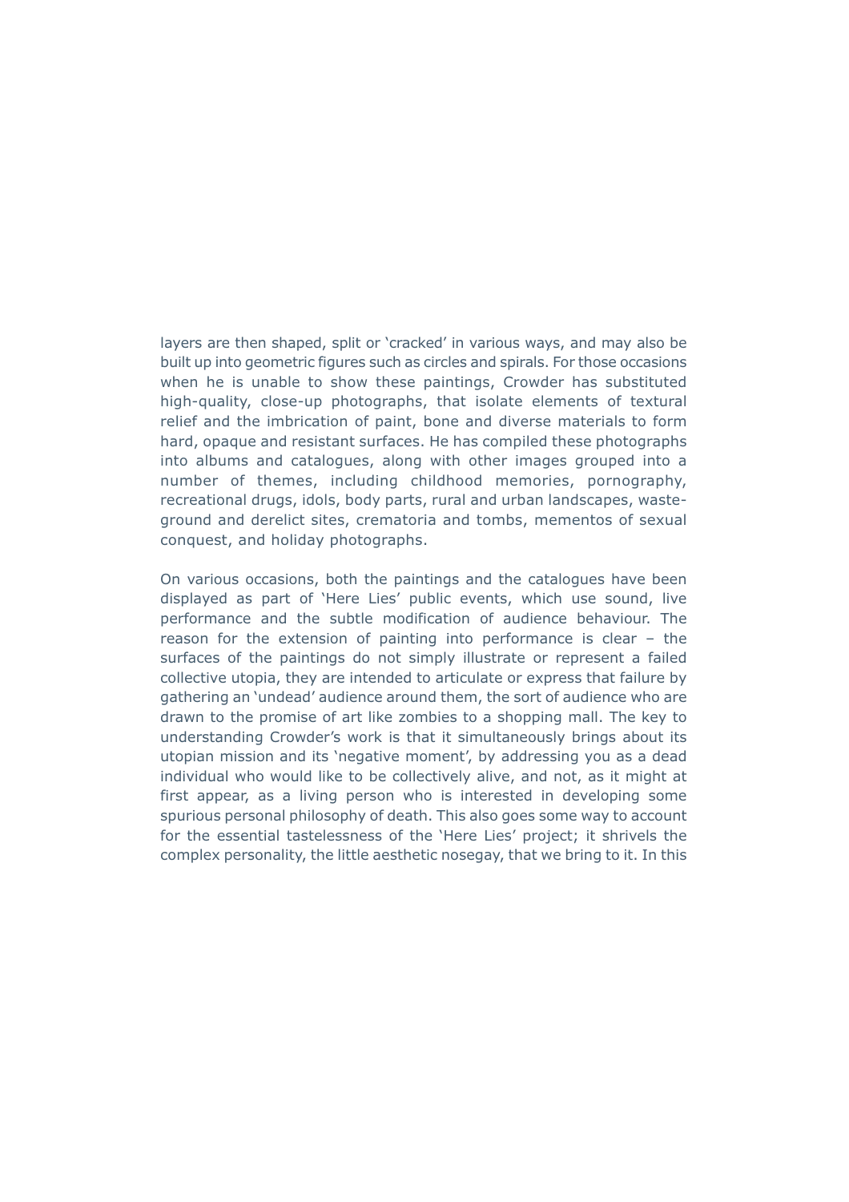layers are then shaped, split or 'cracked' in various ways, and may also be built up into geometric figures such as circles and spirals. For those occasions when he is unable to show these paintings, Crowder has substituted high-quality, close-up photographs, that isolate elements of textural relief and the imbrication of paint, bone and diverse materials to form hard, opaque and resistant surfaces. He has compiled these photographs into albums and catalogues, along with other images grouped into a number of themes, including childhood memories, pornography, recreational drugs, idols, body parts, rural and urban landscapes, waste-ground and derelict sites, crematoria and tombs, mementos of sexual conquest, and holiday photographs.

On various occasions, both the paintings and the catalogues have been displayed as part of 'Here Lies' public events, which use sound, live performance and the subtle modification of audience behaviour. The reason for the extension of painting into performance is clear – the surfaces of the paintings do not simply illustrate or represent a failed collective utopia, they are intended to articulate or express that failure by gathering an 'undead' audience around them, the sort of audience who are drawn to the promise of art like zombies to a shopping mall. The key to understanding Crowder's work is that it simultaneously brings about its utopian mission and its 'negative moment', by addressing you as a dead individual who would like to be collectively alive, and not, as it might at first appear, as a living person who is interested in developing some spurious personal philosophy of death. This also goes some way to account for the essential tastelessness of the 'Here Lies' project; it shrivels the complex personality, the little aesthetic nosegay, that we bring to it. In this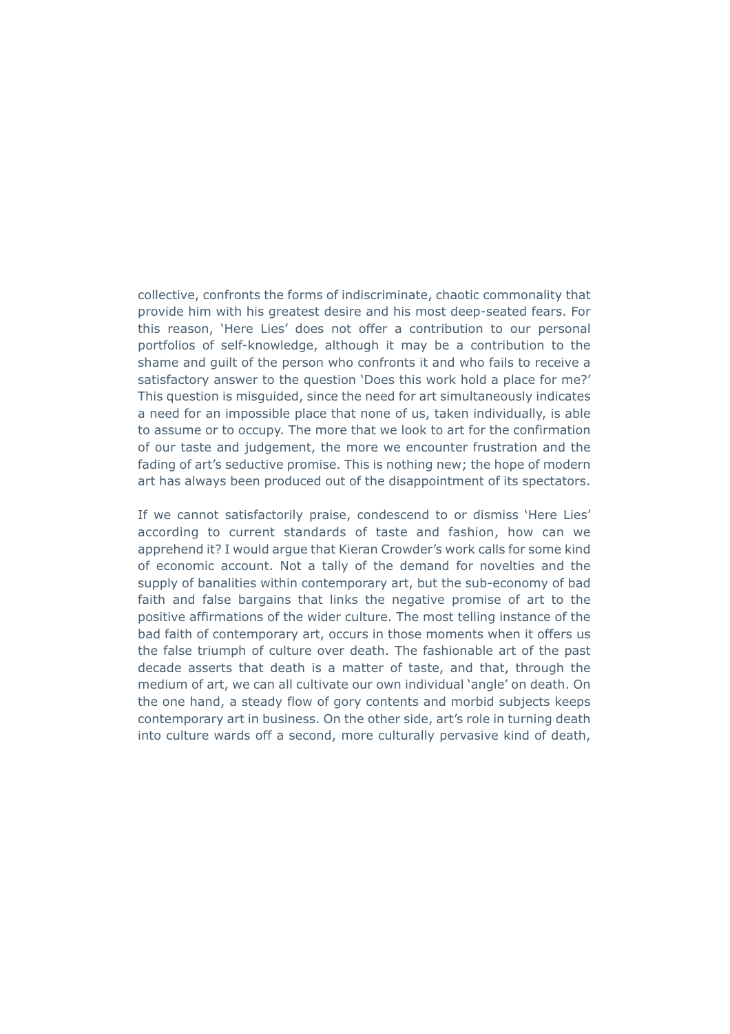collective, confronts the forms of indiscriminate, chaotic commonality that provide him with his greatest desire and his most deep-seated fears. For this reason, 'Here Lies' does not offer a contribution to our personal portfolios of self-knowledge, although it may be a contribution to the shame and guilt of the person who confronts it and who fails to receive a satisfactory answer to the question 'Does this work hold a place for me?' This question is misguided, since the need for art simultaneously indicates a need for an impossible place that none of us, taken individually, is able to assume or to occupy. The more that we look to art for the confirmation of our taste and judgement, the more we encounter frustration and the fading of art's seductive promise. This is nothing new; the hope of modern art has always been produced out of the disappointment of its spectators.

If we cannot satisfactorily praise, condescend to or dismiss 'Here Lies' according to current standards of taste and fashion, how can we apprehend it? I would argue that Kieran Crowder's work calls for some kind of economic account. Not a tally of the demand for novelties and the supply of banalities within contemporary art, but the sub-economy of bad faith and false bargains that links the negative promise of art to the positive affirmations of the wider culture. The most telling instance of the bad faith of contemporary art, occurs in those moments when it offers us the false triumph of culture over death. The fashionable art of the past decade asserts that death is a matter of taste, and that, through the medium of art, we can all cultivate our own individual 'angle' on death. On the one hand, a steady flow of gory contents and morbid subjects keeps contemporary art in business. On the other side, art's role in turning death into culture wards off a second, more culturally pervasive kind of death,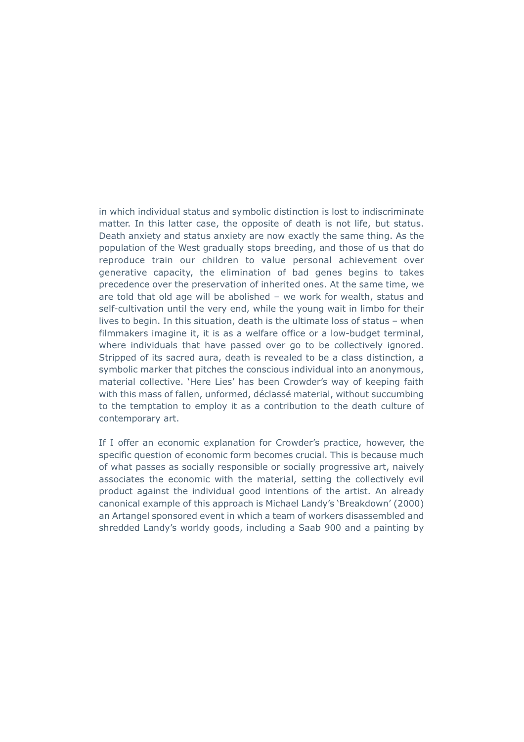in which individual status and symbolic distinction is lost to indiscriminate matter. In this latter case, the opposite of death is not life, but status. Death anxiety and status anxiety are now exactly the same thing. As the population of the West gradually stops breeding, and those of us that do reproduce train our children to value personal achievement over generative capacity, the elimination of bad genes begins to takes precedence over the preservation of inherited ones. At the same time, we are told that old age will be abolished – we work for wealth, status and self-cultivation until the very end, while the young wait in limbo for their lives to begin. In this situation, death is the ultimate loss of status – when filmmakers imagine it, it is as a welfare office or a low-budget terminal, where individuals that have passed over go to be collectively ignored. Stripped of its sacred aura, death is revealed to be a class distinction, a symbolic marker that pitches the conscious individual into an anonymous, material collective. 'Here Lies' has been Crowder's way of keeping faith with this mass of fallen, unformed, déclassé material, without succumbing to the temptation to employ it as a contribution to the death culture of contemporary art.

If I offer an economic explanation for Crowder's practice, however, the specific question of economic form becomes crucial. This is because much of what passes as socially responsible or socially progressive art, naively associates the economic with the material, setting the collectively evil product against the individual good intentions of the artist. An already canonical example of this approach is Michael Landy's 'Breakdown' (2000) an Artangel sponsored event in which a team of workers disassembled and shredded Landy's worldy goods, including a Saab 900 and a painting by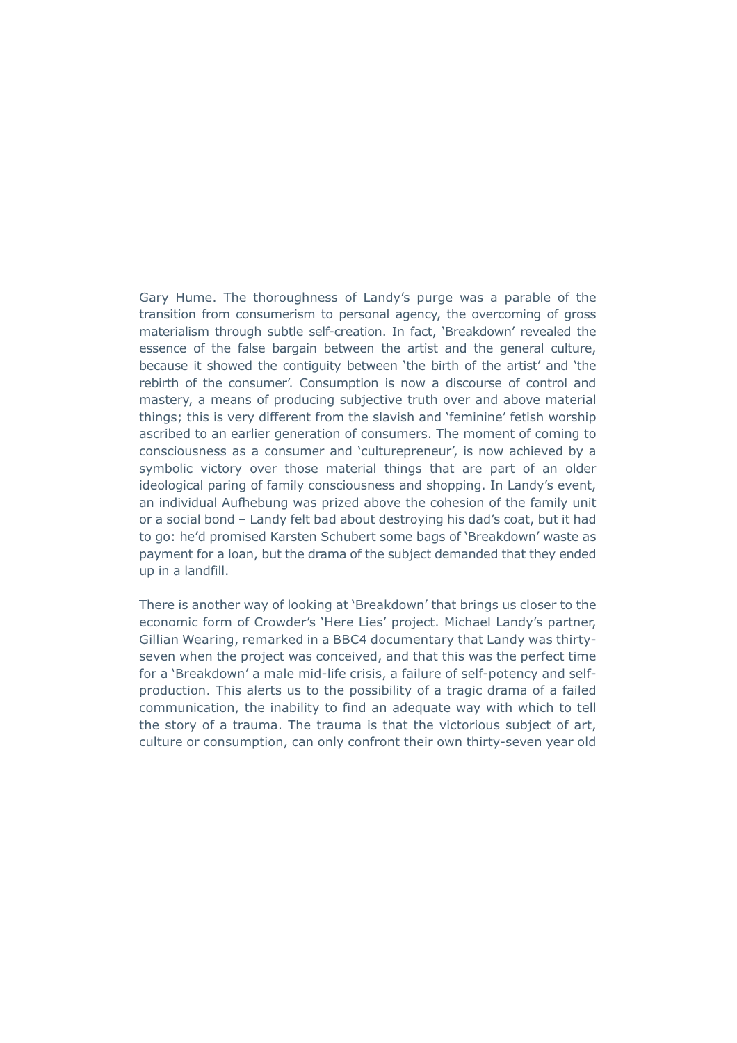Gary Hume. The thoroughness of Landy's purge was a parable of the transition from consumerism to personal agency, the overcoming of gross materialism through subtle self-creation. In fact, 'Breakdown' revealed the essence of the false bargain between the artist and the general culture, because it showed the contiguity between 'the birth of the artist' and 'the rebirth of the consumer'. Consumption is now a discourse of control and mastery, a means of producing subjective truth over and above material things; this is very different from the slavish and 'feminine' fetish worship ascribed to an earlier generation of consumers. The moment of coming to consciousness as a consumer and 'culturepreneur', is now achieved by a symbolic victory over those material things that are part of an older ideological paring of family consciousness and shopping. In Landy's event, an individual Aufhebung was prized above the cohesion of the family unit or a social bond – Landy felt bad about destroying his dad's coat, but it had to go: he'd promised Karsten Schubert some bags of 'Breakdown' waste as payment for a loan, but the drama of the subject demanded that they ended up in a landfill.

There is another way of looking at 'Breakdown' that brings us closer to the economic form of Crowder's 'Here Lies' project. Michael Landy's partner, Gillian Wearing, remarked in a BBC4 documentary that Landy was thirty-seven when the project was conceived, and that this was the perfect time for a 'Breakdown' a male mid-life crisis, a failure of self-potency and self-production. This alerts us to the possibility of a tragic drama of a failed communication, the inability to find an adequate way with which to tell the story of a trauma. The trauma is that the victorious subject of art, culture or consumption, can only confront their own thirty-seven year old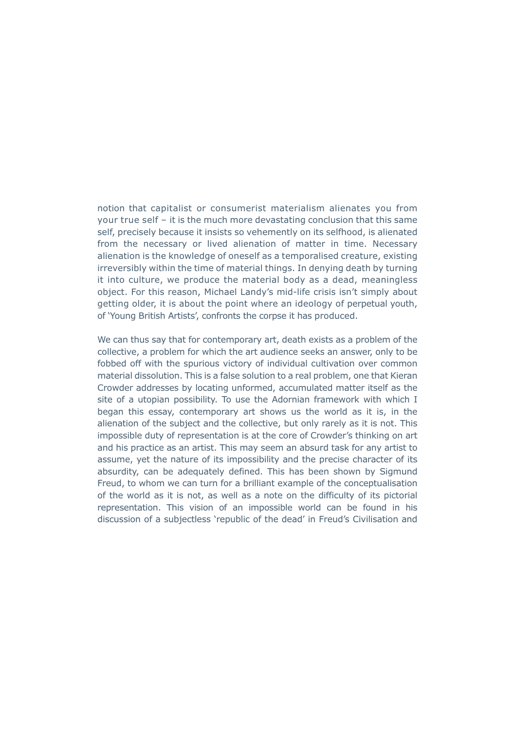notion that capitalist or consumerist materialism alienates you from your true self – it is the much more devastating conclusion that this same self, precisely because it insists so vehemently on its selfhood, is alienated from the necessary or lived alienation of matter in time. Necessary alienation is the knowledge of oneself as a temporalised creature, existing irreversibly within the time of material things. In denying death by turning it into culture, we produce the material body as a dead, meaningless object. For this reason, Michael Landy's mid-life crisis isn't simply about getting older, it is about the point where an ideology of perpetual youth, of 'Young British Artists', confronts the corpse it has produced.

We can thus say that for contemporary art, death exists as a problem of the collective, a problem for which the art audience seeks an answer, only to be fobbed off with the spurious victory of individual cultivation over common material dissolution. This is a false solution to a real problem, one that Kieran Crowder addresses by locating unformed, accumulated matter itself as the site of a utopian possibility. To use the Adornian framework with which I began this essay, contemporary art shows us the world as it is, in the alienation of the subject and the collective, but only rarely as it is not. This impossible duty of representation is at the core of Crowder's thinking on art and his practice as an artist. This may seem an absurd task for any artist to assume, yet the nature of its impossibility and the precise character of its absurdity, can be adequately defined. This has been shown by Sigmund Freud, to whom we can turn for a brilliant example of the conceptualisation of the world as it is not, as well as a note on the difficulty of its pictorial representation. This vision of an impossible world can be found in his discussion of a subjectless 'republic of the dead' in Freud's Civilisation and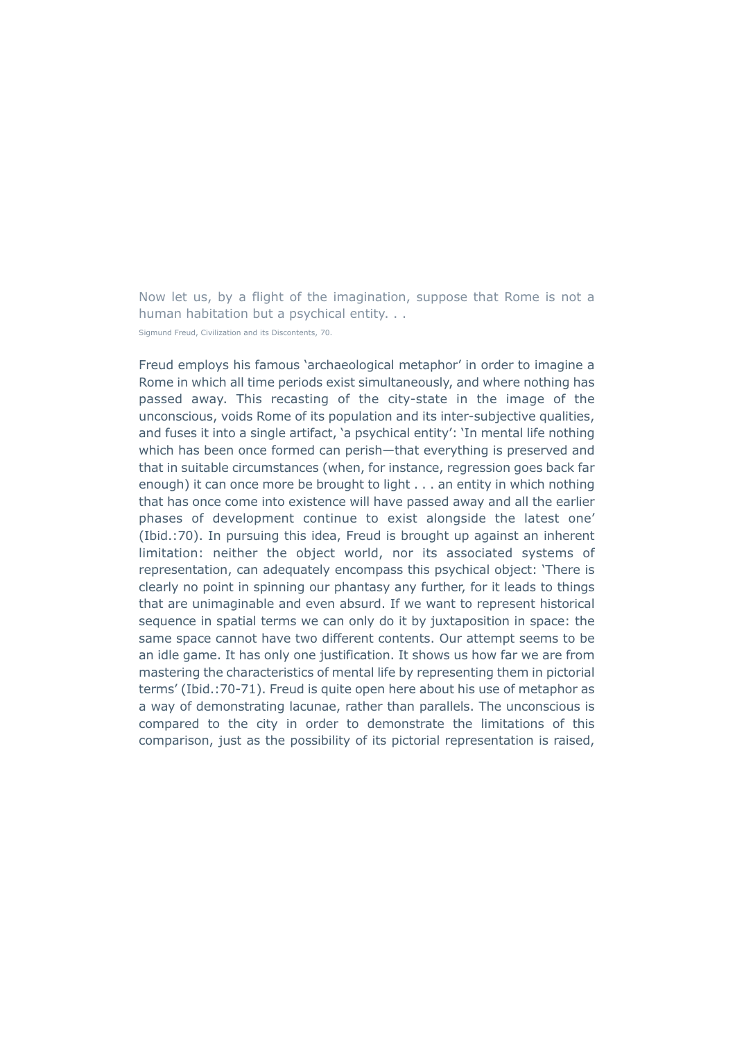> Now let us, by a flight of the imagination, suppose that Rome is not a human habitation but a psychical entity. . .
>
> Sigmund Freud, Civilization and its Discontents, 70.

Freud employs his famous 'archaeological metaphor' in order to imagine a Rome in which all time periods exist simultaneously, and where nothing has passed away. This recasting of the city-state in the image of the unconscious, voids Rome of its population and its inter-subjective qualities, and fuses it into a single artifact, 'a psychical entity': 'In mental life nothing which has been once formed can perish—that everything is preserved and that in suitable circumstances (when, for instance, regression goes back far enough) it can once more be brought to light . . . an entity in which nothing that has once come into existence will have passed away and all the earlier phases of development continue to exist alongside the latest one' (Ibid.:70). In pursuing this idea, Freud is brought up against an inherent limitation: neither the object world, nor its associated systems of representation, can adequately encompass this psychical object: 'There is clearly no point in spinning our phantasy any further, for it leads to things that are unimaginable and even absurd. If we want to represent historical sequence in spatial terms we can only do it by juxtaposition in space: the same space cannot have two different contents. Our attempt seems to be an idle game. It has only one justification. It shows us how far we are from mastering the characteristics of mental life by representing them in pictorial terms' (Ibid.:70-71). Freud is quite open here about his use of metaphor as a way of demonstrating lacunae, rather than parallels. The unconscious is compared to the city in order to demonstrate the limitations of this comparison, just as the possibility of its pictorial representation is raised,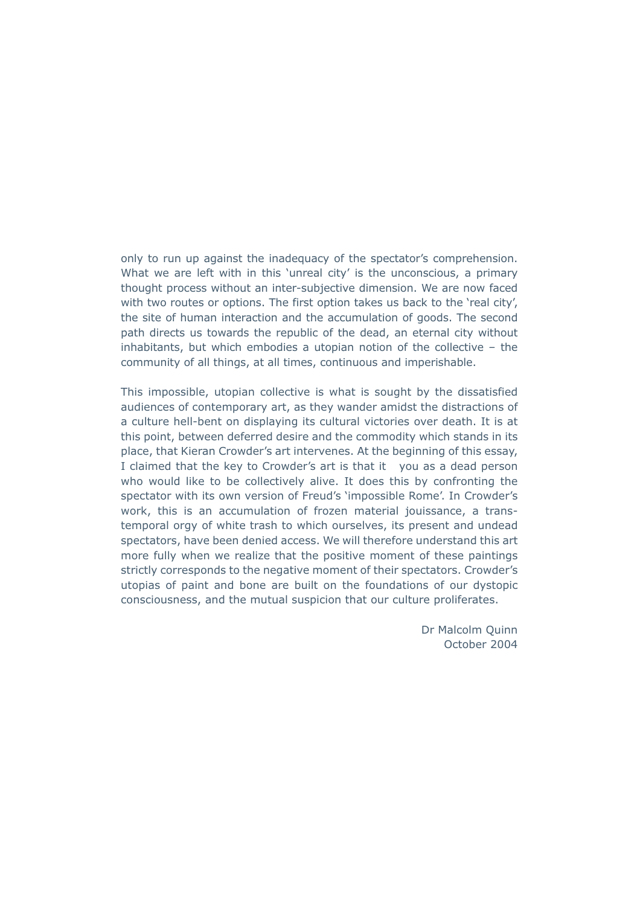only to run up against the inadequacy of the spectator's comprehension. What we are left with in this 'unreal city' is the unconscious, a primary thought process without an inter-subjective dimension. We are now faced with two routes or options. The first option takes us back to the 'real city', the site of human interaction and the accumulation of goods. The second path directs us towards the republic of the dead, an eternal city without inhabitants, but which embodies a utopian notion of the collective – the community of all things, at all times, continuous and imperishable.

This impossible, utopian collective is what is sought by the dissatisfied audiences of contemporary art, as they wander amidst the distractions of a culture hell-bent on displaying its cultural victories over death. It is at this point, between deferred desire and the commodity which stands in its place, that Kieran Crowder's art intervenes. At the beginning of this essay, I claimed that the key to Crowder's art is that it  you as a dead person who would like to be collectively alive. It does this by confronting the spectator with its own version of Freud's 'impossible Rome'. In Crowder's work, this is an accumulation of frozen material jouissance, a trans-temporal orgy of white trash to which ourselves, its present and undead spectators, have been denied access. We will therefore understand this art more fully when we realize that the positive moment of these paintings strictly corresponds to the negative moment of their spectators. Crowder's utopias of paint and bone are built on the foundations of our dystopic consciousness, and the mutual suspicion that our culture proliferates.

Dr Malcolm Quinn
October 2004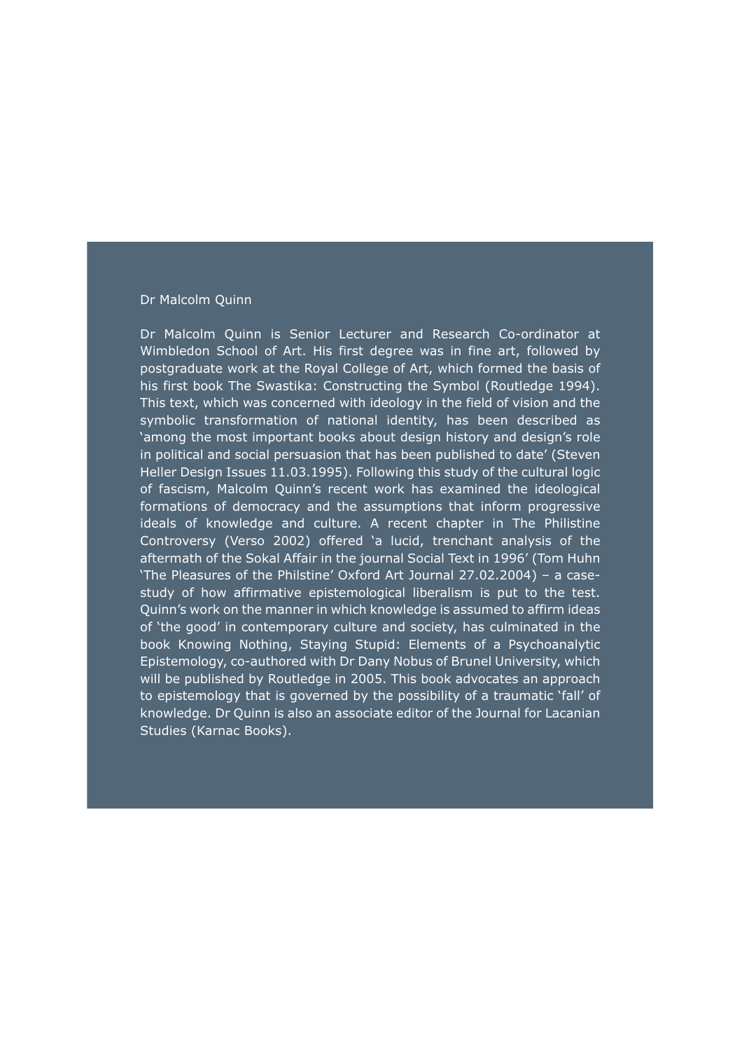## Dr Malcolm Quinn

Dr Malcolm Quinn is Senior Lecturer and Research Co-ordinator at Wimbledon School of Art. His first degree was in fine art, followed by postgraduate work at the Royal College of Art, which formed the basis of his first book The Swastika: Constructing the Symbol (Routledge 1994). This text, which was concerned with ideology in the field of vision and the symbolic transformation of national identity, has been described as 'among the most important books about design history and design's role in political and social persuasion that has been published to date' (Steven Heller Design Issues 11.03.1995). Following this study of the cultural logic of fascism, Malcolm Quinn's recent work has examined the ideological formations of democracy and the assumptions that inform progressive ideals of knowledge and culture. A recent chapter in The Philistine Controversy (Verso 2002) offered 'a lucid, trenchant analysis of the aftermath of the Sokal Affair in the journal Social Text in 1996' (Tom Huhn 'The Pleasures of the Philstine' Oxford Art Journal 27.02.2004) – a case-study of how affirmative epistemological liberalism is put to the test. Quinn's work on the manner in which knowledge is assumed to affirm ideas of 'the good' in contemporary culture and society, has culminated in the book Knowing Nothing, Staying Stupid: Elements of a Psychoanalytic Epistemology, co-authored with Dr Dany Nobus of Brunel University, which will be published by Routledge in 2005. This book advocates an approach to epistemology that is governed by the possibility of a traumatic 'fall' of knowledge. Dr Quinn is also an associate editor of the Journal for Lacanian Studies (Karnac Books).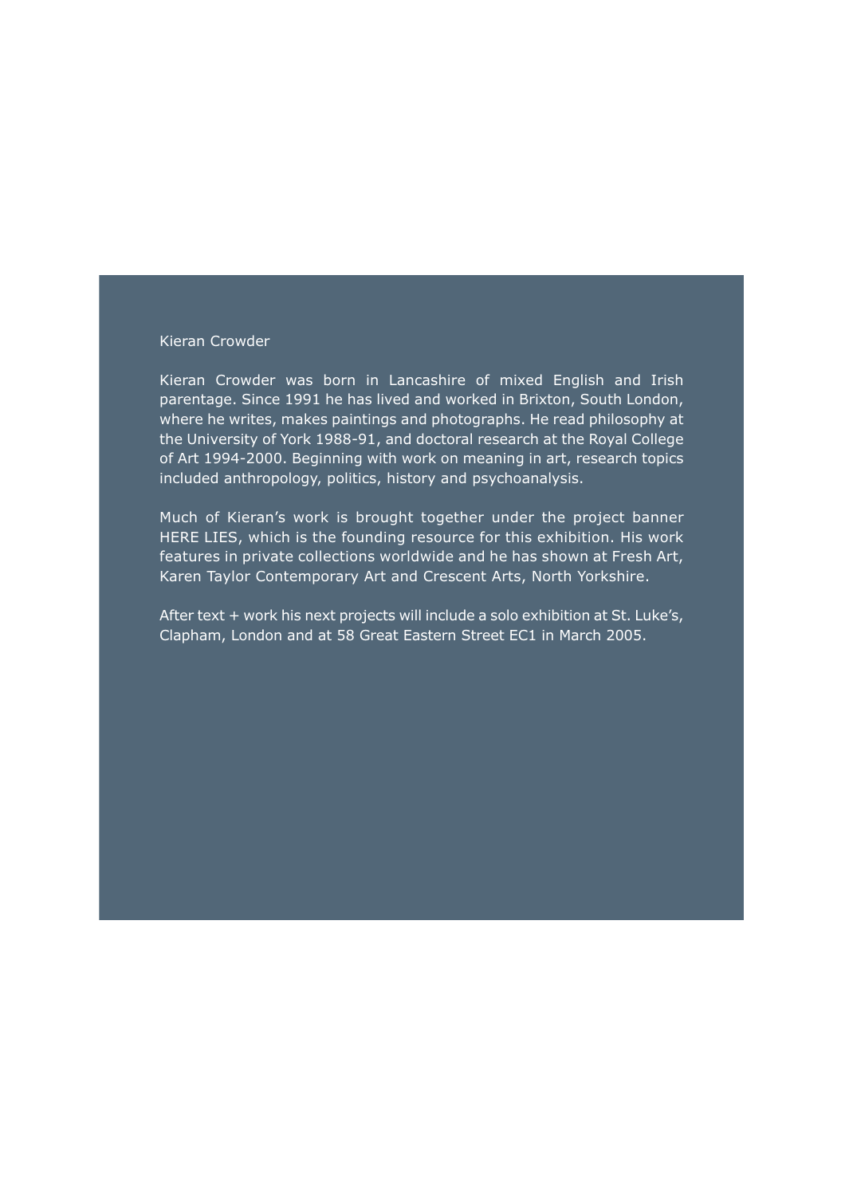## Kieran Crowder

Kieran Crowder was born in Lancashire of mixed English and Irish parentage. Since 1991 he has lived and worked in Brixton, South London, where he writes, makes paintings and photographs. He read philosophy at the University of York 1988-91, and doctoral research at the Royal College of Art 1994-2000. Beginning with work on meaning in art, research topics included anthropology, politics, history and psychoanalysis.

Much of Kieran's work is brought together under the project banner HERE LIES, which is the founding resource for this exhibition. His work features in private collections worldwide and he has shown at Fresh Art, Karen Taylor Contemporary Art and Crescent Arts, North Yorkshire.

After text + work his next projects will include a solo exhibition at St. Luke's, Clapham, London and at 58 Great Eastern Street EC1 in March 2005.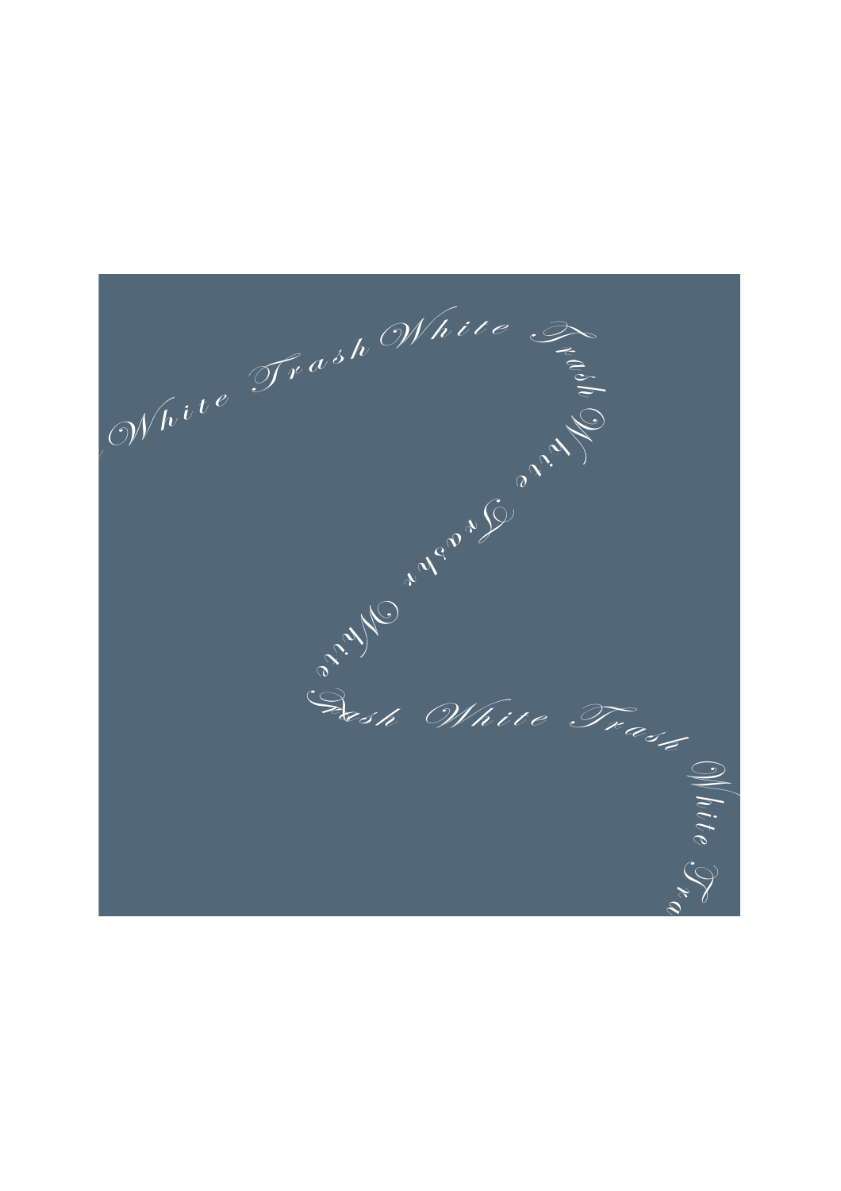White Trash White Trash White Trash White Trash White Trash White Trash White Tra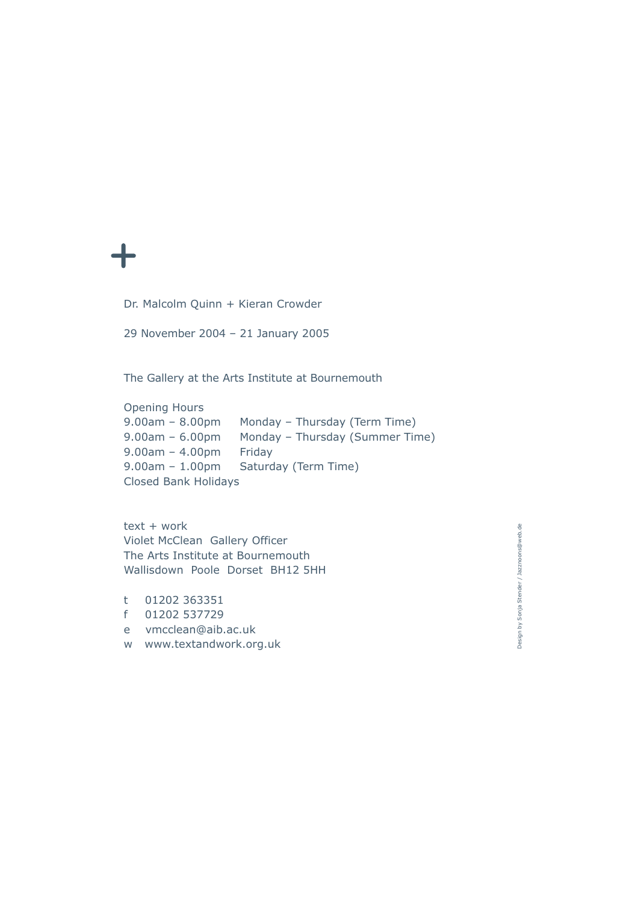+

Dr. Malcolm Quinn + Kieran Crowder

29 November 2004 – 21 January 2005

The Gallery at the Arts Institute at Bournemouth

Opening Hours

| | |
|---|---|
| 9.00am – 8.00pm | Monday – Thursday (Term Time) |
| 9.00am – 6.00pm | Monday – Thursday (Summer Time) |
| 9.00am – 4.00pm | Friday |
| 9.00am – 1.00pm | Saturday (Term Time) |

Closed Bank Holidays

text + work
Violet McClean Gallery Officer
The Arts Institute at Bournemouth
Wallisdown Poole Dorset BH12 5HH

t 01202 363351
f 01202 537729
e vmcclean@aib.ac.uk
w www.textandwork.org.uk

Design by Sonja Stender / Jazznoons@web.de